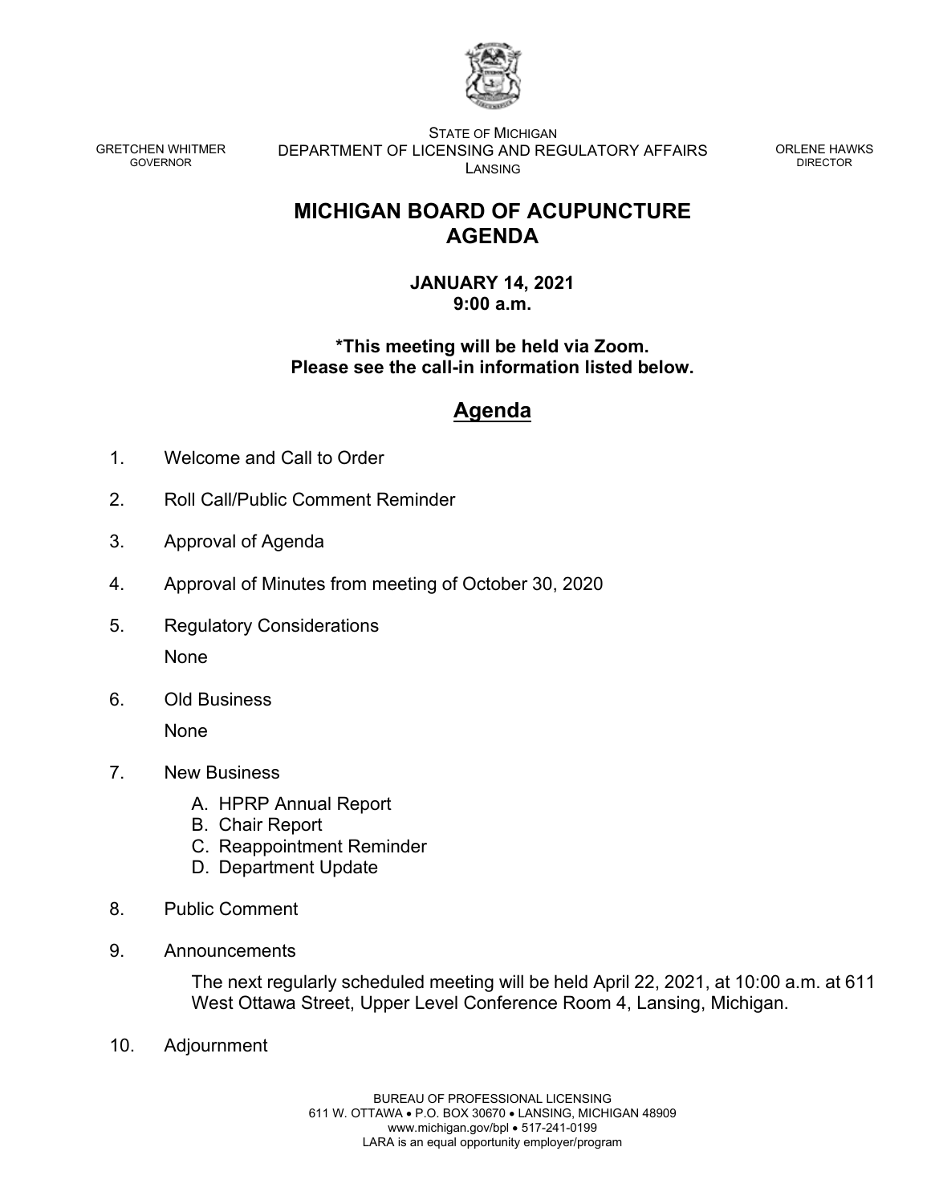GRETCHEN WHITMER
GOVERNOR

STATE OF MICHIGAN
DEPARTMENT OF LICENSING AND REGULATORY AFFAIRS
LANSING

ORLENE HAWKS
DIRECTOR

# MICHIGAN BOARD OF ACUPUNCTURE
# AGENDA

**JANUARY 14, 2021**
**9:00 a.m.**

**\*This meeting will be held via Zoom.**
**Please see the call-in information listed below.**

## Agenda

1. Welcome and Call to Order

2. Roll Call/Public Comment Reminder

3. Approval of Agenda

4. Approval of Minutes from meeting of October 30, 2020

5. Regulatory Considerations

   None

6. Old Business

   None

7. New Business

   A. HPRP Annual Report
   B. Chair Report
   C. Reappointment Reminder
   D. Department Update

8. Public Comment

9. Announcements

   The next regularly scheduled meeting will be held April 22, 2021, at 10:00 a.m. at 611 West Ottawa Street, Upper Level Conference Room 4, Lansing, Michigan.

10. Adjournment

BUREAU OF PROFESSIONAL LICENSING
611 W. OTTAWA • P.O. BOX 30670 • LANSING, MICHIGAN 48909
www.michigan.gov/bpl • 517-241-0199
LARA is an equal opportunity employer/program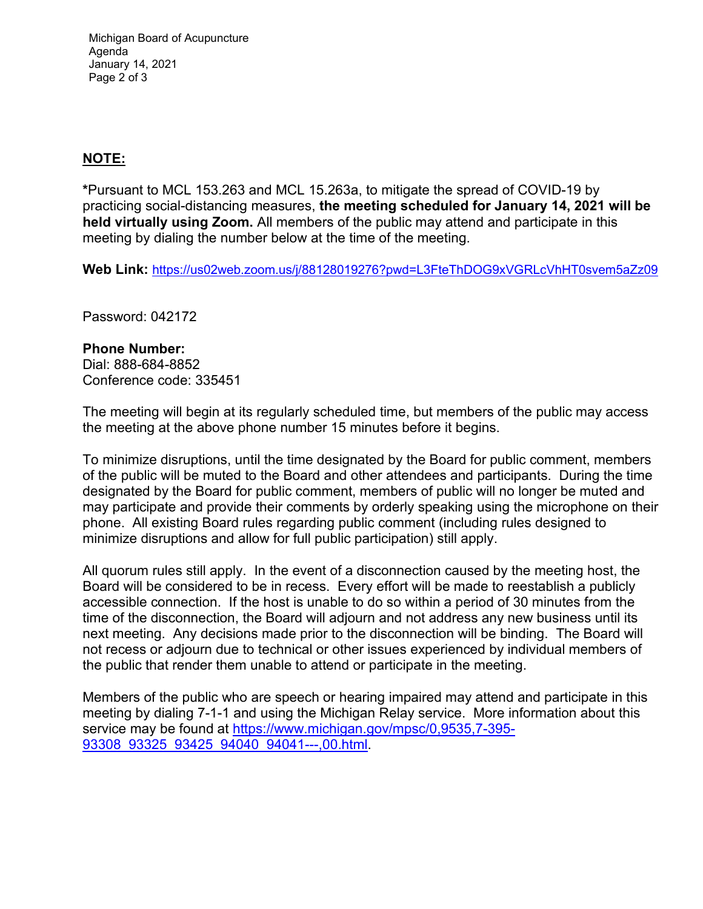**NOTE:**

***Pursuant to MCL 153.263 and MCL 15.263a, to mitigate the spread of COVID-19 by practicing social-distancing measures, **the meeting scheduled for January 14, 2021 will be held virtually using Zoom.** All members of the public may attend and participate in this meeting by dialing the number below at the time of the meeting.

**Web Link:** https://us02web.zoom.us/j/88128019276?pwd=L3FteThDOG9xVGRLcVhHT0svem5aZz09

Password: 042172

**Phone Number:**
Dial: 888-684-8852
Conference code: 335451

The meeting will begin at its regularly scheduled time, but members of the public may access the meeting at the above phone number 15 minutes before it begins.

To minimize disruptions, until the time designated by the Board for public comment, members of the public will be muted to the Board and other attendees and participants. During the time designated by the Board for public comment, members of public will no longer be muted and may participate and provide their comments by orderly speaking using the microphone on their phone. All existing Board rules regarding public comment (including rules designed to minimize disruptions and allow for full public participation) still apply.

All quorum rules still apply. In the event of a disconnection caused by the meeting host, the Board will be considered to be in recess. Every effort will be made to reestablish a publicly accessible connection. If the host is unable to do so within a period of 30 minutes from the time of the disconnection, the Board will adjourn and not address any new business until its next meeting. Any decisions made prior to the disconnection will be binding. The Board will not recess or adjourn due to technical or other issues experienced by individual members of the public that render them unable to attend or participate in the meeting.

Members of the public who are speech or hearing impaired may attend and participate in this meeting by dialing 7-1-1 and using the Michigan Relay service. More information about this service may be found at https://www.michigan.gov/mpsc/0,9535,7-395-93308_93325_93425_94040_94041---,00.html.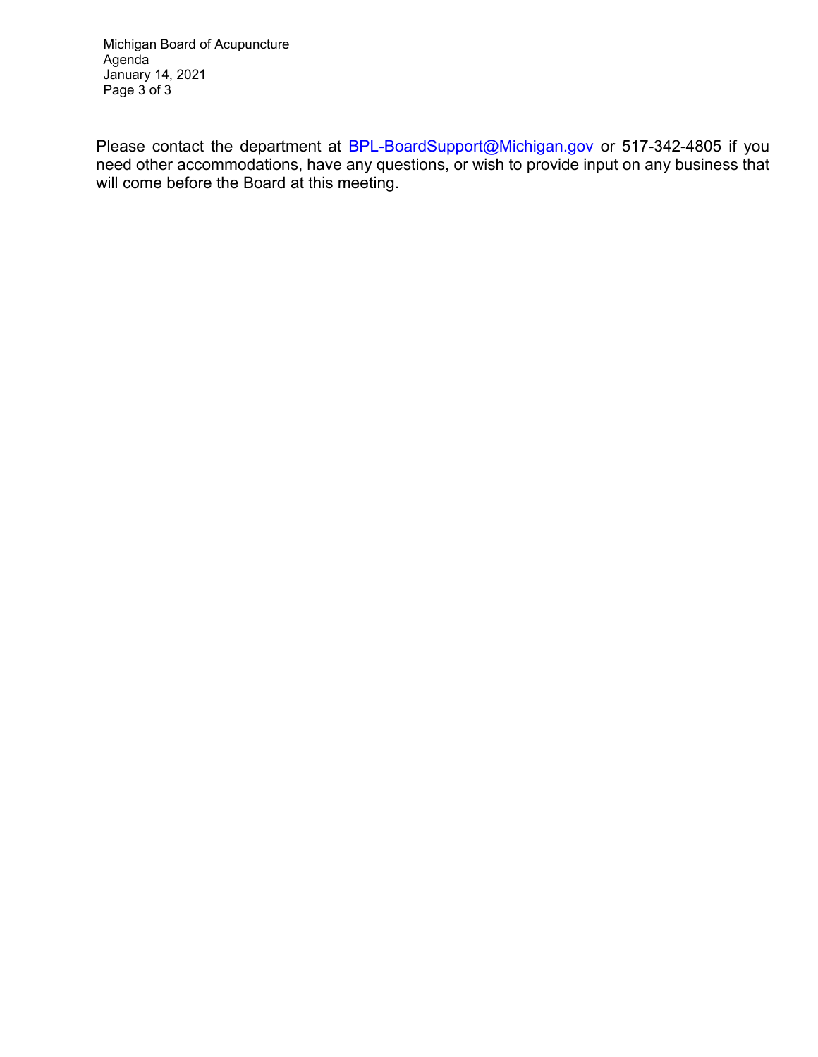Please contact the department at BPL-BoardSupport@Michigan.gov or 517-342-4805 if you need other accommodations, have any questions, or wish to provide input on any business that will come before the Board at this meeting.